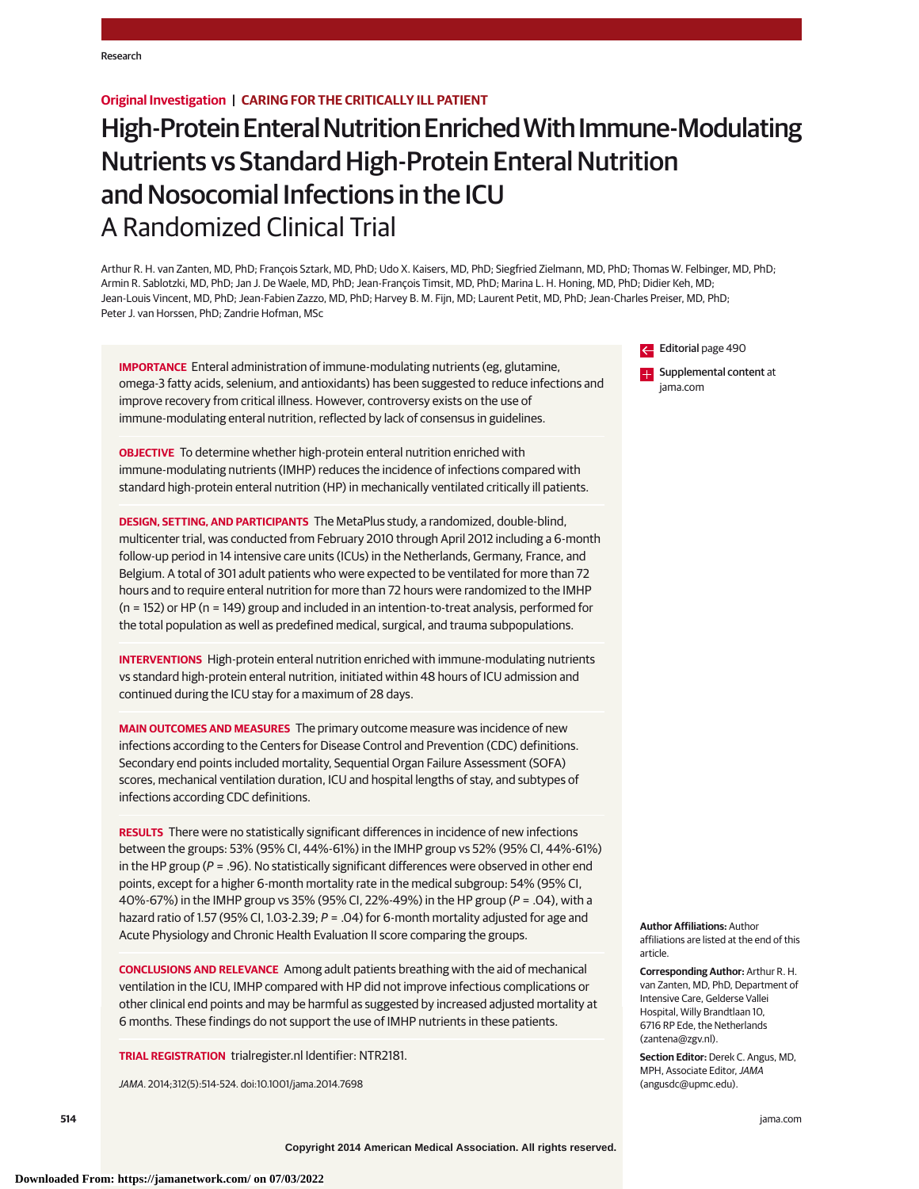Original Investigation | CARING FOR THE CRITICALLY ILL PATIENT

# High-Protein Enteral Nutrition Enriched With Immune-Modulating Nutrients vs Standard High-Protein Enteral Nutrition and Nosocomial Infections in the ICU

## A Randomized Clinical Trial

Arthur R. H. van Zanten, MD, PhD; François Sztark, MD, PhD; Udo X. Kaisers, MD, PhD; Siegfried Zielmann, MD, PhD; Thomas W. Felbinger, MD, PhD; Armin R. Sablotzki, MD, PhD; Jan J. De Waele, MD, PhD; Jean-François Timsit, MD, PhD; Marina L. H. Honing, MD, PhD; Didier Keh, MD; Jean-Louis Vincent, MD, PhD; Jean-Fabien Zazzo, MD, PhD; Harvey B. M. Fijn, MD; Laurent Petit, MD, PhD; Jean-Charles Preiser, MD, PhD; Peter J. van Horssen, PhD; Zandrie Hofman, MSc

**IMPORTANCE** Enteral administration of immune-modulating nutrients (eg, glutamine, omega-3 fatty acids, selenium, and antioxidants) has been suggested to reduce infections and improve recovery from critical illness. However, controversy exists on the use of immune-modulating enteral nutrition, reflected by lack of consensus in guidelines.

**OBJECTIVE** To determine whether high-protein enteral nutrition enriched with immune-modulating nutrients (IMHP) reduces the incidence of infections compared with standard high-protein enteral nutrition (HP) in mechanically ventilated critically ill patients.

**DESIGN, SETTING, AND PARTICIPANTS** The MetaPlus study, a randomized, double-blind, multicenter trial, was conducted from February 2010 through April 2012 including a 6-month follow-up period in 14 intensive care units (ICUs) in the Netherlands, Germany, France, and Belgium. A total of 301 adult patients who were expected to be ventilated for more than 72 hours and to require enteral nutrition for more than 72 hours were randomized to the IMHP (n = 152) or HP (n = 149) group and included in an intention-to-treat analysis, performed for the total population as well as predefined medical, surgical, and trauma subpopulations.

**INTERVENTIONS** High-protein enteral nutrition enriched with immune-modulating nutrients vs standard high-protein enteral nutrition, initiated within 48 hours of ICU admission and continued during the ICU stay for a maximum of 28 days.

**MAIN OUTCOMES AND MEASURES** The primary outcome measure was incidence of new infections according to the Centers for Disease Control and Prevention (CDC) definitions. Secondary end points included mortality, Sequential Organ Failure Assessment (SOFA) scores, mechanical ventilation duration, ICU and hospital lengths of stay, and subtypes of infections according CDC definitions.

**RESULTS** There were no statistically significant differences in incidence of new infections between the groups: 53% (95% CI, 44%-61%) in the IMHP group vs 52% (95% CI, 44%-61%) in the HP group (*P* = .96). No statistically significant differences were observed in other end points, except for a higher 6-month mortality rate in the medical subgroup: 54% (95% CI, 40%-67%) in the IMHP group vs 35% (95% CI, 22%-49%) in the HP group (*P* = .04), with a hazard ratio of 1.57 (95% CI, 1.03-2.39; *P* = .04) for 6-month mortality adjusted for age and Acute Physiology and Chronic Health Evaluation II score comparing the groups.

**CONCLUSIONS AND RELEVANCE** Among adult patients breathing with the aid of mechanical ventilation in the ICU, IMHP compared with HP did not improve infectious complications or other clinical end points and may be harmful as suggested by increased adjusted mortality at 6 months. These findings do not support the use of IMHP nutrients in these patients.

**TRIAL REGISTRATION** trialregister.nl Identifier: NTR2181.

*JAMA*. 2014;312(5):514-524. doi:10.1001/jama.2014.7698

Editorial page 490

Supplemental content at jama.com

**Author Affiliations:** Author affiliations are listed at the end of this article.

**Corresponding Author:** Arthur R. H. van Zanten, MD, PhD, Department of Intensive Care, Gelderse Vallei Hospital, Willy Brandtlaan 10, 6716 RP Ede, the Netherlands (zantena@zgv.nl).

**Section Editor:** Derek C. Angus, MD, MPH, Associate Editor, *JAMA* (angusdc@upmc.edu).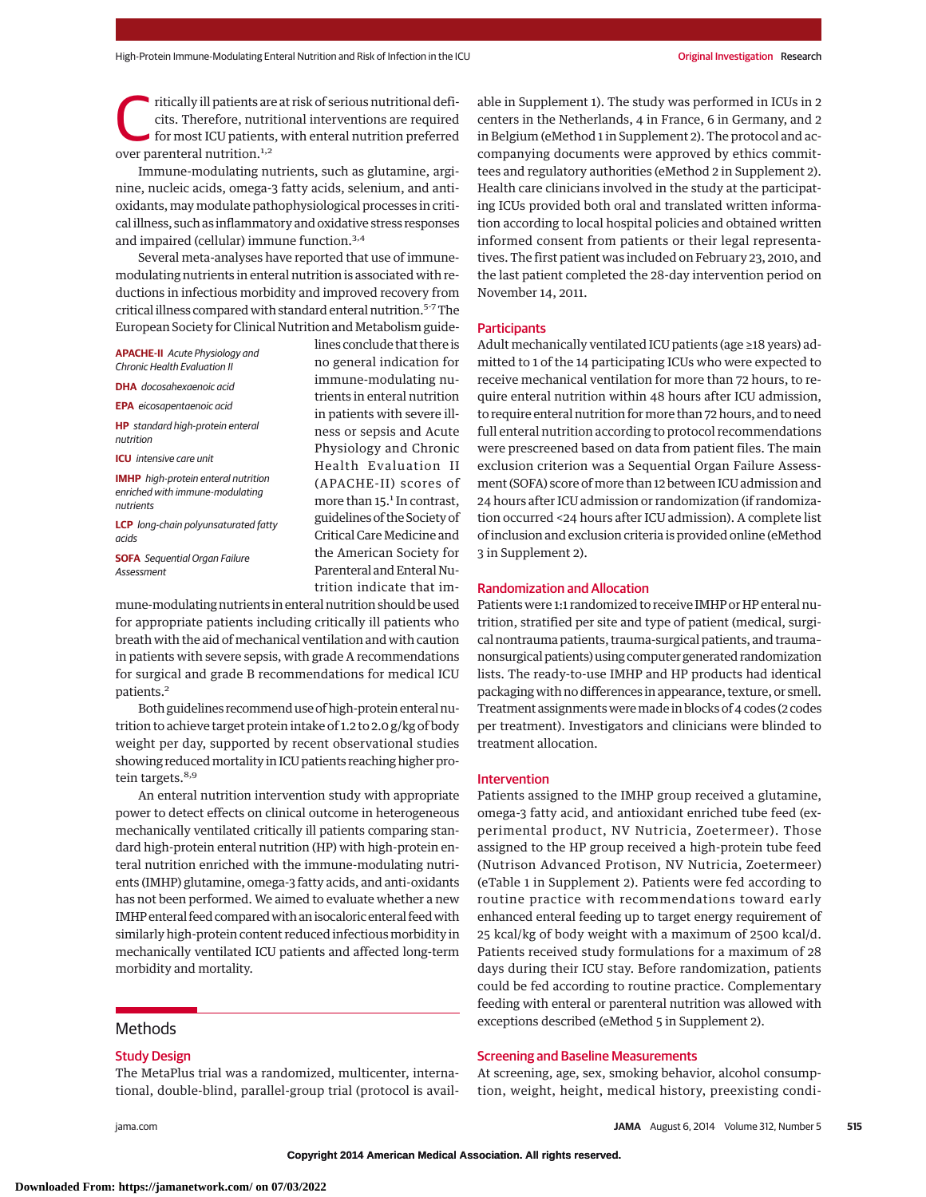Critically ill patients are at risk of serious nutritional deficits. Therefore, nutritional interventions are required for most ICU patients, with enteral nutrition preferred over parenteral nutrition.[1,2]

Immune-modulating nutrients, such as glutamine, arginine, nucleic acids, omega-3 fatty acids, selenium, and antioxidants, may modulate pathophysiological processes in critical illness, such as inflammatory and oxidative stress responses and impaired (cellular) immune function.[3,4]

Several meta-analyses have reported that use of immune-modulating nutrients in enteral nutrition is associated with reductions in infectious morbidity and improved recovery from critical illness compared with standard enteral nutrition.[5-7] The European Society for Clinical Nutrition and Metabolism guidelines conclude that there is no general indication for immune-modulating nutrients in enteral nutrition in patients with severe illness or sepsis and Acute Physiology and Chronic Health Evaluation II (APACHE-II) scores of more than 15.[1] In contrast, guidelines of the Society of Critical Care Medicine and the American Society for Parenteral and Enteral Nutrition indicate that immune-modulating nutrients in enteral nutrition should be used for appropriate patients including critically ill patients who breath with the aid of mechanical ventilation and with caution in patients with severe sepsis, with grade A recommendations for surgical and grade B recommendations for medical ICU patients.[2]

**APACHE-II** *Acute Physiology and Chronic Health Evaluation II*

**DHA** *docosahexaenoic acid*

**EPA** *eicosapentaenoic acid*

**HP** *standard high-protein enteral nutrition*

**ICU** *intensive care unit*

**IMHP** *high-protein enteral nutrition enriched with immune-modulating nutrients*

**LCP** *long-chain polyunsaturated fatty acids*

**SOFA** *Sequential Organ Failure Assessment*

Both guidelines recommend use of high-protein enteral nutrition to achieve target protein intake of 1.2 to 2.0 g/kg of body weight per day, supported by recent observational studies showing reduced mortality in ICU patients reaching higher protein targets.[8,9]

An enteral nutrition intervention study with appropriate power to detect effects on clinical outcome in heterogeneous mechanically ventilated critically ill patients comparing standard high-protein enteral nutrition (HP) with high-protein enteral nutrition enriched with the immune-modulating nutrients (IMHP) glutamine, omega-3 fatty acids, and anti-oxidants has not been performed. We aimed to evaluate whether a new IMHP enteral feed compared with an isocaloric enteral feed with similarly high-protein content reduced infectious morbidity in mechanically ventilated ICU patients and affected long-term morbidity and mortality.

## Methods

### Study Design

The MetaPlus trial was a randomized, multicenter, international, double-blind, parallel-group trial (protocol is available in Supplement 1). The study was performed in ICUs in 2 centers in the Netherlands, 4 in France, 6 in Germany, and 2 in Belgium (eMethod 1 in Supplement 2). The protocol and accompanying documents were approved by ethics committees and regulatory authorities (eMethod 2 in Supplement 2). Health care clinicians involved in the study at the participating ICUs provided both oral and translated written information according to local hospital policies and obtained written informed consent from patients or their legal representatives. The first patient was included on February 23, 2010, and the last patient completed the 28-day intervention period on November 14, 2011.

### Participants

Adult mechanically ventilated ICU patients (age ≥18 years) admitted to 1 of the 14 participating ICUs who were expected to receive mechanical ventilation for more than 72 hours, to require enteral nutrition within 48 hours after ICU admission, to require enteral nutrition for more than 72 hours, and to need full enteral nutrition according to protocol recommendations were prescreened based on data from patient files. The main exclusion criterion was a Sequential Organ Failure Assessment (SOFA) score of more than 12 between ICU admission and 24 hours after ICU admission or randomization (if randomization occurred <24 hours after ICU admission). A complete list of inclusion and exclusion criteria is provided online (eMethod 3 in Supplement 2).

### Randomization and Allocation

Patients were 1:1 randomized to receive IMHP or HP enteral nutrition, stratified per site and type of patient (medical, surgical nontrauma patients, trauma-surgical patients, and trauma-nonsurgical patients) using computer generated randomization lists. The ready-to-use IMHP and HP products had identical packaging with no differences in appearance, texture, or smell. Treatment assignments were made in blocks of 4 codes (2 codes per treatment). Investigators and clinicians were blinded to treatment allocation.

### Intervention

Patients assigned to the IMHP group received a glutamine, omega-3 fatty acid, and antioxidant enriched tube feed (experimental product, NV Nutricia, Zoetermeer). Those assigned to the HP group received a high-protein tube feed (Nutrison Advanced Protison, NV Nutricia, Zoetermeer) (eTable 1 in Supplement 2). Patients were fed according to routine practice with recommendations toward early enhanced enteral feeding up to target energy requirement of 25 kcal/kg of body weight with a maximum of 2500 kcal/d. Patients received study formulations for a maximum of 28 days during their ICU stay. Before randomization, patients could be fed according to routine practice. Complementary feeding with enteral or parenteral nutrition was allowed with exceptions described (eMethod 5 in Supplement 2).

### Screening and Baseline Measurements

At screening, age, sex, smoking behavior, alcohol consumption, weight, height, medical history, preexisting condi-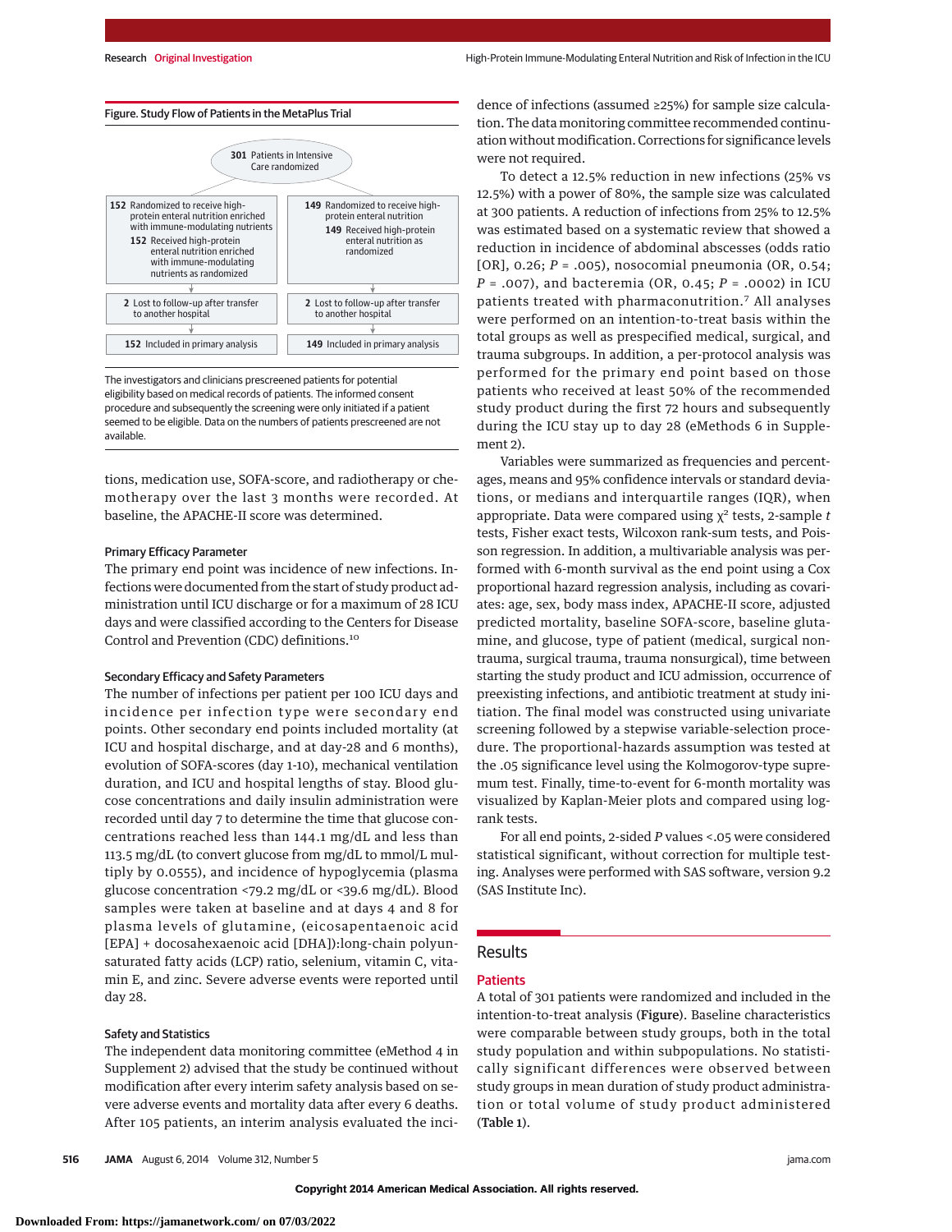Figure. Study Flow of Patients in the MetaPlus Trial

301 Patients in Intensive Care randomized

152 Randomized to receive high-protein enteral nutrition enriched with immune-modulating nutrients
152 Received high-protein enteral nutrition enriched with immune-modulating nutrients as randomized

2 Lost to follow-up after transfer to another hospital

152 Included in primary analysis

149 Randomized to receive high-protein enteral nutrition
149 Received high-protein enteral nutrition as randomized

2 Lost to follow-up after transfer to another hospital

149 Included in primary analysis

The investigators and clinicians prescreened patients for potential eligibility based on medical records of patients. The informed consent procedure and subsequently the screening were only initiated if a patient seemed to be eligible. Data on the numbers of patients prescreened are not available.

tions, medication use, SOFA-score, and radiotherapy or chemotherapy over the last 3 months were recorded. At baseline, the APACHE-II score was determined.

### Primary Efficacy Parameter

The primary end point was incidence of new infections. Infections were documented from the start of study product administration until ICU discharge or for a maximum of 28 ICU days and were classified according to the Centers for Disease Control and Prevention (CDC) definitions.[10]

### Secondary Efficacy and Safety Parameters

The number of infections per patient per 100 ICU days and incidence per infection type were secondary end points. Other secondary end points included mortality (at ICU and hospital discharge, and at day-28 and 6 months), evolution of SOFA-scores (day 1-10), mechanical ventilation duration, and ICU and hospital lengths of stay. Blood glucose concentrations and daily insulin administration were recorded until day 7 to determine the time that glucose concentrations reached less than 144.1 mg/dL and less than 113.5 mg/dL (to convert glucose from mg/dL to mmol/L multiply by 0.0555), and incidence of hypoglycemia (plasma glucose concentration <79.2 mg/dL or <39.6 mg/dL). Blood samples were taken at baseline and at days 4 and 8 for plasma levels of glutamine, (eicosapentaenoic acid [EPA] + docosahexaenoic acid [DHA]):long-chain polyunsaturated fatty acids (LCP) ratio, selenium, vitamin C, vitamin E, and zinc. Severe adverse events were reported until day 28.

### Safety and Statistics

The independent data monitoring committee (eMethod 4 in Supplement 2) advised that the study be continued without modification after every interim safety analysis based on severe adverse events and mortality data after every 6 deaths. After 105 patients, an interim analysis evaluated the incidence of infections (assumed ≥25%) for sample size calculation. The data monitoring committee recommended continuation without modification. Corrections for significance levels were not required.

To detect a 12.5% reduction in new infections (25% vs 12.5%) with a power of 80%, the sample size was calculated at 300 patients. A reduction of infections from 25% to 12.5% was estimated based on a systematic review that showed a reduction in incidence of abdominal abscesses (odds ratio [OR], 0.26; *P* = .005), nosocomial pneumonia (OR, 0.54; *P* = .007), and bacteremia (OR, 0.45; *P* = .0002) in ICU patients treated with pharmaconutrition.[7] All analyses were performed on an intention-to-treat basis within the total groups as well as prespecified medical, surgical, and trauma subgroups. In addition, a per-protocol analysis was performed for the primary end point based on those patients who received at least 50% of the recommended study product during the first 72 hours and subsequently during the ICU stay up to day 28 (eMethods 6 in Supplement 2).

Variables were summarized as frequencies and percentages, means and 95% confidence intervals or standard deviations, or medians and interquartile ranges (IQR), when appropriate. Data were compared using $\chi^2$ tests, 2-sample *t* tests, Fisher exact tests, Wilcoxon rank-sum tests, and Poisson regression. In addition, a multivariable analysis was performed with 6-month survival as the end point using a Cox proportional hazard regression analysis, including as covariates: age, sex, body mass index, APACHE-II score, adjusted predicted mortality, baseline SOFA-score, baseline glutamine, and glucose, type of patient (medical, surgical nontrauma, surgical trauma, trauma nonsurgical), time between starting the study product and ICU admission, occurrence of preexisting infections, and antibiotic treatment at study initiation. The final model was constructed using univariate screening followed by a stepwise variable-selection procedure. The proportional-hazards assumption was tested at the .05 significance level using the Kolmogorov-type supremum test. Finally, time-to-event for 6-month mortality was visualized by Kaplan-Meier plots and compared using log-rank tests.

For all end points, 2-sided *P* values <.05 were considered statistical significant, without correction for multiple testing. Analyses were performed with SAS software, version 9.2 (SAS Institute Inc).

## Results

### Patients

A total of 301 patients were randomized and included in the intention-to-treat analysis (**Figure**). Baseline characteristics were comparable between study groups, both in the total study population and within subpopulations. No statistically significant differences were observed between study groups in mean duration of study product administration or total volume of study product administered (**Table 1**).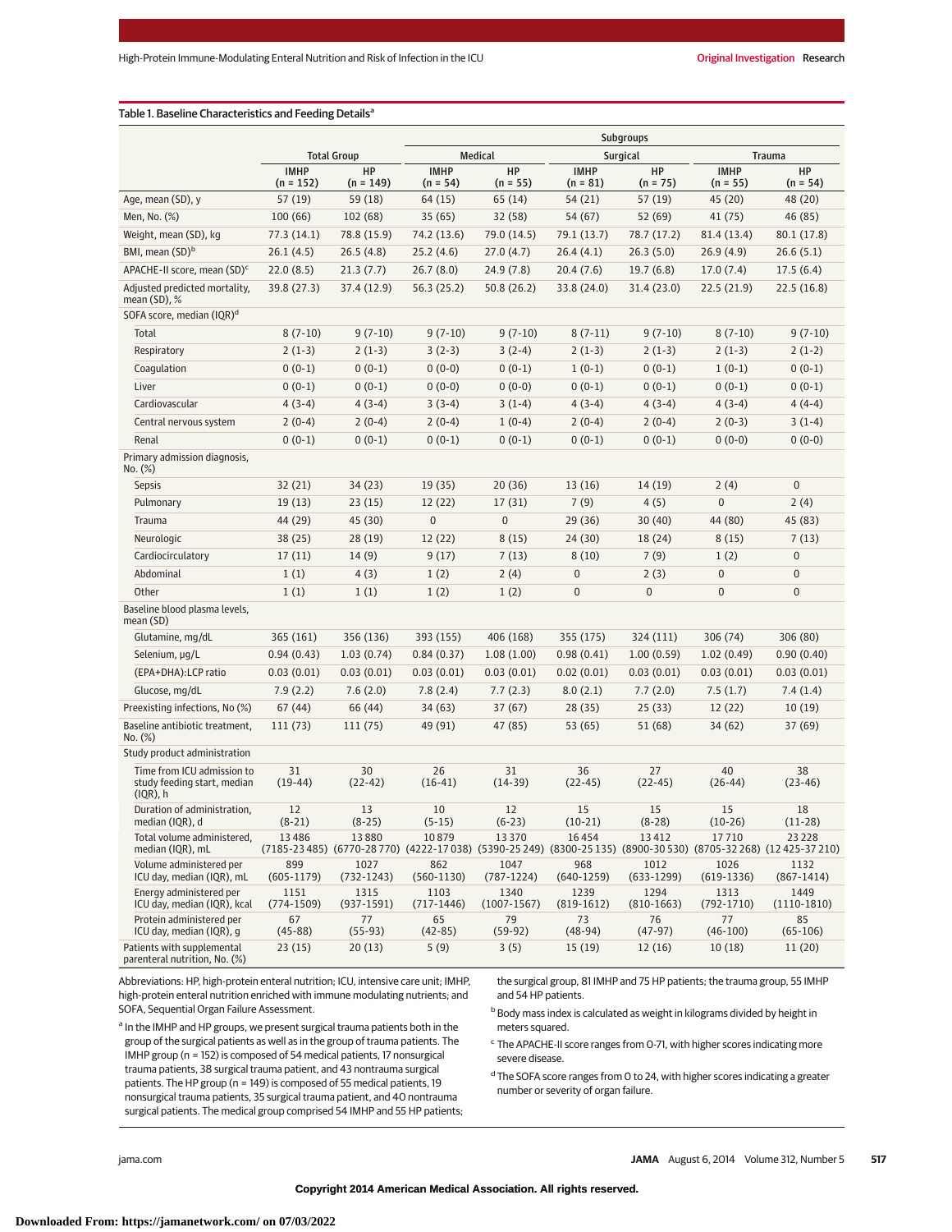Table 1. Baseline Characteristics and Feeding Details[a]

| | Total Group | | Subgroups | | | | | |
|---|---|---|---|---|---|---|---|---|
| | | | Medical | | Surgical | | Trauma | |
| | IMHP (n = 152) | HP (n = 149) | IMHP (n = 54) | HP (n = 55) | IMHP (n = 81) | HP (n = 75) | IMHP (n = 55) | HP (n = 54) |
| Age, mean (SD), y | 57 (19) | 59 (18) | 64 (15) | 65 (14) | 54 (21) | 57 (19) | 45 (20) | 48 (20) |
| Men, No. (%) | 100 (66) | 102 (68) | 35 (65) | 32 (58) | 54 (67) | 52 (69) | 41 (75) | 46 (85) |
| Weight, mean (SD), kg | 77.3 (14.1) | 78.8 (15.9) | 74.2 (13.6) | 79.0 (14.5) | 79.1 (13.7) | 78.7 (17.2) | 81.4 (13.4) | 80.1 (17.8) |
| BMI, mean (SD)[b] | 26.1 (4.5) | 26.5 (4.8) | 25.2 (4.6) | 27.0 (4.7) | 26.4 (4.1) | 26.3 (5.0) | 26.9 (4.9) | 26.6 (5.1) |
| APACHE-II score, mean (SD)[c] | 22.0 (8.5) | 21.3 (7.7) | 26.7 (8.0) | 24.9 (7.8) | 20.4 (7.6) | 19.7 (6.8) | 17.0 (7.4) | 17.5 (6.4) |
| Adjusted predicted mortality, mean (SD), % | 39.8 (27.3) | 37.4 (12.9) | 56.3 (25.2) | 50.8 (26.2) | 33.8 (24.0) | 31.4 (23.0) | 22.5 (21.9) | 22.5 (16.8) |
| SOFA score, median (IQR)[d] | | | | | | | | |
| Total | 8 (7-10) | 9 (7-10) | 9 (7-10) | 9 (7-10) | 8 (7-11) | 9 (7-10) | 8 (7-10) | 9 (7-10) |
| Respiratory | 2 (1-3) | 2 (1-3) | 3 (2-3) | 3 (2-4) | 2 (1-3) | 2 (1-3) | 2 (1-3) | 2 (1-2) |
| Coagulation | 0 (0-1) | 0 (0-1) | 0 (0-0) | 0 (0-1) | 1 (0-1) | 0 (0-1) | 1 (0-1) | 0 (0-1) |
| Liver | 0 (0-1) | 0 (0-1) | 0 (0-0) | 0 (0-0) | 0 (0-1) | 0 (0-1) | 0 (0-1) | 0 (0-1) |
| Cardiovascular | 4 (3-4) | 4 (3-4) | 3 (3-4) | 3 (1-4) | 4 (3-4) | 4 (3-4) | 4 (3-4) | 4 (4-4) |
| Central nervous system | 2 (0-4) | 2 (0-4) | 2 (0-4) | 1 (0-4) | 2 (0-4) | 2 (0-4) | 2 (0-3) | 3 (1-4) |
| Renal | 0 (0-1) | 0 (0-1) | 0 (0-1) | 0 (0-1) | 0 (0-1) | 0 (0-1) | 0 (0-0) | 0 (0-0) |
| Primary admission diagnosis, No. (%) | | | | | | | | |
| Sepsis | 32 (21) | 34 (23) | 19 (35) | 20 (36) | 13 (16) | 14 (19) | 2 (4) | 0 |
| Pulmonary | 19 (13) | 23 (15) | 12 (22) | 17 (31) | 7 (9) | 4 (5) | 0 | 2 (4) |
| Trauma | 44 (29) | 45 (30) | 0 | 0 | 29 (36) | 30 (40) | 44 (80) | 45 (83) |
| Neurologic | 38 (25) | 28 (19) | 12 (22) | 8 (15) | 24 (30) | 18 (24) | 8 (15) | 7 (13) |
| Cardiocirculatory | 17 (11) | 14 (9) | 9 (17) | 7 (13) | 8 (10) | 7 (9) | 1 (2) | 0 |
| Abdominal | 1 (1) | 4 (3) | 1 (2) | 2 (4) | 0 | 2 (3) | 0 | 0 |
| Other | 1 (1) | 1 (1) | 1 (2) | 1 (2) | 0 | 0 | 0 | 0 |
| Baseline blood plasma levels, mean (SD) | | | | | | | | |
| Glutamine, mg/dL | 365 (161) | 356 (136) | 393 (155) | 406 (168) | 355 (175) | 324 (111) | 306 (74) | 306 (80) |
| Selenium, μg/L | 0.94 (0.43) | 1.03 (0.74) | 0.84 (0.37) | 1.08 (1.00) | 0.98 (0.41) | 1.00 (0.59) | 1.02 (0.49) | 0.90 (0.40) |
| (EPA+DHA):LCP ratio | 0.03 (0.01) | 0.03 (0.01) | 0.03 (0.01) | 0.03 (0.01) | 0.02 (0.01) | 0.03 (0.01) | 0.03 (0.01) | 0.03 (0.01) |
| Glucose, mg/dL | 7.9 (2.2) | 7.6 (2.0) | 7.8 (2.4) | 7.7 (2.3) | 8.0 (2.1) | 7.7 (2.0) | 7.5 (1.7) | 7.4 (1.4) |
| Preexisting infections, No (%) | 67 (44) | 66 (44) | 34 (63) | 37 (67) | 28 (35) | 25 (33) | 12 (22) | 10 (19) |
| Baseline antibiotic treatment, No. (%) | 111 (73) | 111 (75) | 49 (91) | 47 (85) | 53 (65) | 51 (68) | 34 (62) | 37 (69) |
| Study product administration | | | | | | | | |
| Time from ICU admission to study feeding start, median (IQR), h | 31 (19-44) | 30 (22-42) | 26 (16-41) | 31 (14-39) | 36 (22-45) | 27 (22-45) | 40 (26-44) | 38 (23-46) |
| Duration of administration, median (IQR), d | 12 (8-21) | 13 (8-25) | 10 (5-15) | 12 (6-23) | 15 (10-21) | 15 (8-28) | 15 (10-26) | 18 (11-28) |
| Total volume administered, median (IQR), mL | 13 486 (7185-23 485) | 13 880 (6770-28 770) | 10 879 (4222-17 038) | 13 370 (5390-25 249) | 16 454 (8300-25 135) | 13 412 (8900-30 530) | 17 710 (8705-32 268) | 23 228 (12 425-37 210) |
| Volume administered per ICU day, median (IQR), mL | 899 (605-1179) | 1027 (732-1243) | 862 (560-1130) | 1047 (787-1224) | 968 (640-1259) | 1012 (633-1299) | 1026 (619-1336) | 1132 (867-1414) |
| Energy administered per ICU day, median (IQR), kcal | 1151 (774-1509) | 1315 (937-1591) | 1103 (717-1446) | 1340 (1007-1567) | 1239 (819-1612) | 1294 (810-1663) | 1313 (792-1710) | 1449 (1110-1810) |
| Protein administered per ICU day, median (IQR), g | 67 (45-88) | 77 (55-93) | 65 (42-85) | 79 (59-92) | 73 (48-94) | 76 (47-97) | 77 (46-100) | 85 (65-106) |
| Patients with supplemental parenteral nutrition, No. (%) | 23 (15) | 20 (13) | 5 (9) | 3 (5) | 15 (19) | 12 (16) | 10 (18) | 11 (20) |

Abbreviations: HP, high-protein enteral nutrition; ICU, intensive care unit; IMHP, high-protein enteral nutrition enriched with immune modulating nutrients; and SOFA, Sequential Organ Failure Assessment.

[a] In the IMHP and HP groups, we present surgical trauma patients both in the group of the surgical patients as well as in the group of trauma patients. The IMHP group (n = 152) is composed of 54 medical patients, 17 nonsurgical trauma patients, 38 surgical trauma patient, and 43 nontrauma surgical patients. The HP group (n = 149) is composed of 55 medical patients, 19 nonsurgical trauma patients, 35 surgical trauma patient, and 40 nontrauma surgical patients. The medical group comprised 54 IMHP and 55 HP patients; the surgical group, 81 IMHP and 75 HP patients; the trauma group, 55 IMHP and 54 HP patients.

[b] Body mass index is calculated as weight in kilograms divided by height in meters squared.

[c] The APACHE-II score ranges from 0-71, with higher scores indicating more severe disease.

[d] The SOFA score ranges from 0 to 24, with higher scores indicating a greater number or severity of organ failure.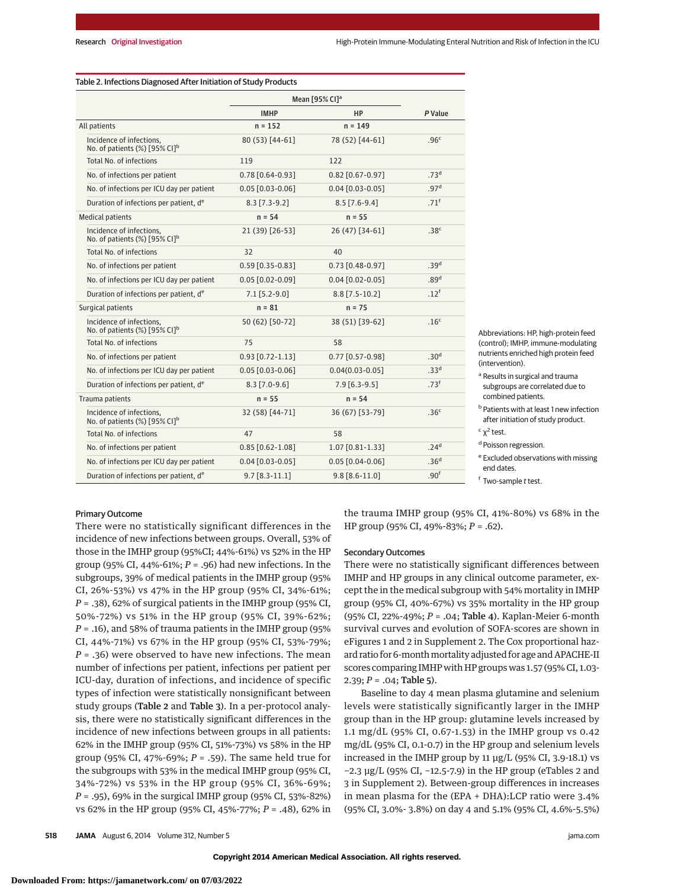Table 2. Infections Diagnosed After Initiation of Study Products

| | Mean [95% CI][a] | | |
|---|---|---|---|
| | IMHP | HP | *P* Value |
| **All patients** | n = 152 | n = 149 | |
| Incidence of infections, No. of patients (%) [95% CI][b] | 80 (53) [44-61] | 78 (52) [44-61] | .96[c] |
| Total No. of infections | 119 | 122 | |
| No. of infections per patient | 0.78 [0.64-0.93] | 0.82 [0.67-0.97] | .73[d] |
| No. of infections per ICU day per patient | 0.05 [0.03-0.06] | 0.04 [0.03-0.05] | .97[d] |
| Duration of infections per patient, d[e] | 8.3 [7.3-9.2] | 8.5 [7.6-9.4] | .71[f] |
| **Medical patients** | n = 54 | n = 55 | |
| Incidence of infections, No. of patients (%) [95% CI][b] | 21 (39) [26-53] | 26 (47) [34-61] | .38[c] |
| Total No. of infections | 32 | 40 | |
| No. of infections per patient | 0.59 [0.35-0.83] | 0.73 [0.48-0.97] | .39[d] |
| No. of infections per ICU day per patient | 0.05 [0.02-0.09] | 0.04 [0.02-0.05] | .89[d] |
| Duration of infections per patient, d[e] | 7.1 [5.2-9.0] | 8.8 [7.5-10.2] | .12[f] |
| **Surgical patients** | n = 81 | n = 75 | |
| Incidence of infections, No. of patients (%) [95% CI][b] | 50 (62) [50-72] | 38 (51) [39-62] | .16[c] |
| Total No. of infections | 75 | 58 | |
| No. of infections per patient | 0.93 [0.72-1.13] | 0.77 [0.57-0.98] | .30[d] |
| No. of infections per ICU day per patient | 0.05 [0.03-0.06] | 0.04(0.03-0.05] | .33[d] |
| Duration of infections per patient, d[e] | 8.3 [7.0-9.6] | 7.9 [6.3-9.5] | .73[f] |
| **Trauma patients** | n = 55 | n = 54 | |
| Incidence of infections, No. of patients (%) [95% CI][b] | 32 (58) [44-71] | 36 (67) [53-79] | .36[c] |
| Total No. of infections | 47 | 58 | |
| No. of infections per patient | 0.85 [0.62-1.08] | 1.07 [0.81-1.33] | .24[d] |
| No. of infections per ICU day per patient | 0.04 [0.03-0.05] | 0.05 [0.04-0.06] | .36[d] |
| Duration of infections per patient, d[e] | 9.7 [8.3-11.1] | 9.8 [8.6-11.0] | .90[f] |

Abbreviations: HP, high-protein feed (control); IMHP, immune-modulating nutrients enriched high protein feed (intervention).

[a] Results in surgical and trauma subgroups are correlated due to combined patients.

[b] Patients with at least 1 new infection after initiation of study product.

[c] $\chi^2$ test.

[d] Poisson regression.

[e] Excluded observations with missing end dates.

[f] Two-sample *t* test.

### Primary Outcome

There were no statistically significant differences in the incidence of new infections between groups. Overall, 53% of those in the IMHP group (95%CI; 44%-61%) vs 52% in the HP group (95% CI, 44%-61%; *P* = .96) had new infections. In the subgroups, 39% of medical patients in the IMHP group (95% CI, 26%-53%) vs 47% in the HP group (95% CI, 34%-61%; *P* = .38), 62% of surgical patients in the IMHP group (95% CI, 50%-72%) vs 51% in the HP group (95% CI, 39%-62%; *P* = .16), and 58% of trauma patients in the IMHP group (95% CI, 44%-71%) vs 67% in the HP group (95% CI, 53%-79%; *P* = .36) were observed to have new infections. The mean number of infections per patient, infections per patient per ICU-day, duration of infections, and incidence of specific types of infection were statistically nonsignificant between study groups (Table 2 and Table 3). In a per-protocol analysis, there were no statistically significant differences in the incidence of new infections between groups in all patients: 62% in the IMHP group (95% CI, 51%-73%) vs 58% in the HP group (95% CI, 47%-69%; *P* = .59). The same held true for the subgroups with 53% in the medical IMHP group (95% CI, 34%-72%) vs 53% in the HP group (95% CI, 36%-69%; *P* = .95), 69% in the surgical IMHP group (95% CI, 53%-82%) vs 62% in the HP group (95% CI, 45%-77%; *P* = .48), 62% in the trauma IMHP group (95% CI, 41%-80%) vs 68% in the HP group (95% CI, 49%-83%; *P* = .62).

### Secondary Outcomes

There were no statistically significant differences between IMHP and HP groups in any clinical outcome parameter, except the in the medical subgroup with 54% mortality in IMHP group (95% CI, 40%-67%) vs 35% mortality in the HP group (95% CI, 22%-49%; *P* = .04; Table 4). Kaplan-Meier 6-month survival curves and evolution of SOFA-scores are shown in eFigures 1 and 2 in Supplement 2. The Cox proportional hazard ratio for 6-month mortality adjusted for age and APACHE-II scores comparing IMHP with HP groups was 1.57 (95% CI, 1.03-2.39; *P* = .04; Table 5).

Baseline to day 4 mean plasma glutamine and selenium levels were statistically significantly larger in the IMHP group than in the HP group: glutamine levels increased by 1.1 mg/dL (95% CI, 0.67-1.53) in the IMHP group vs 0.42 mg/dL (95% CI, 0.1-0.7) in the HP group and selenium levels increased in the IMHP group by 11 µg/L (95% CI, 3.9-18.1) vs −2.3 µg/L (95% CI, −12.5-7.9) in the HP group (eTables 2 and 3 in Supplement 2). Between-group differences in increases in mean plasma for the (EPA + DHA):LCP ratio were 3.4% (95% CI, 3.0%- 3.8%) on day 4 and 5.1% (95% CI, 4.6%-5.5%)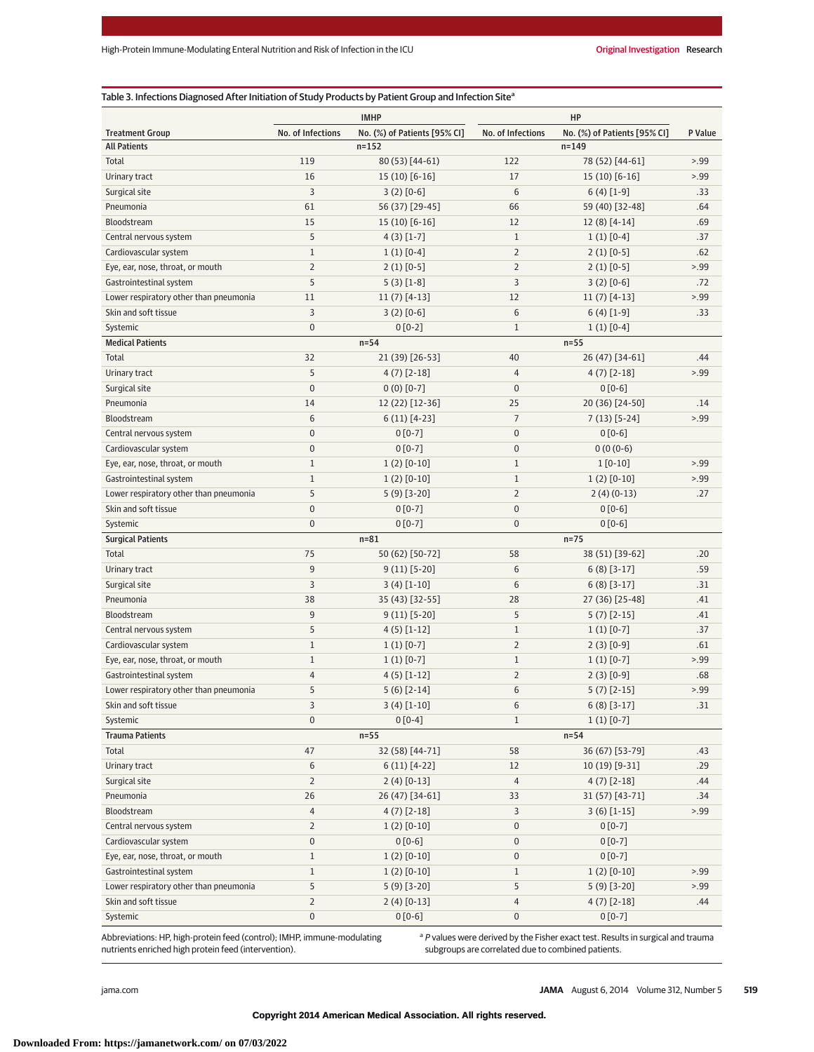Table 3. Infections Diagnosed After Initiation of Study Products by Patient Group and Infection Site[a]

| Treatment Group | IMHP | | HP | | P Value |
|---|---|---|---|---|---|
| | No. of Infections | No. (%) of Patients [95% CI] | No. of Infections | No. (%) of Patients [95% CI] | |
| **All Patients** | | n=152 | | n=149 | |
| Total | 119 | 80 (53) [44-61) | 122 | 78 (52) [44-61] | >.99 |
| Urinary tract | 16 | 15 (10) [6-16] | 17 | 15 (10) [6-16] | >.99 |
| Surgical site | 3 | 3 (2) [0-6] | 6 | 6 (4) [1-9] | .33 |
| Pneumonia | 61 | 56 (37) [29-45] | 66 | 59 (40) [32-48] | .64 |
| Bloodstream | 15 | 15 (10) [6-16] | 12 | 12 (8) [4-14] | .69 |
| Central nervous system | 5 | 4 (3) [1-7] | 1 | 1 (1) [0-4] | .37 |
| Cardiovascular system | 1 | 1 (1) [0-4] | 2 | 2 (1) [0-5] | .62 |
| Eye, ear, nose, throat, or mouth | 2 | 2 (1) [0-5] | 2 | 2 (1) [0-5] | >.99 |
| Gastrointestinal system | 5 | 5 (3) [1-8] | 3 | 3 (2) [0-6] | .72 |
| Lower respiratory other than pneumonia | 11 | 11 (7) [4-13] | 12 | 11 (7) [4-13] | >.99 |
| Skin and soft tissue | 3 | 3 (2) [0-6] | 6 | 6 (4) [1-9] | .33 |
| Systemic | 0 | 0 [0-2] | 1 | 1 (1) [0-4] | |
| **Medical Patients** | | n=54 | | n=55 | |
| Total | 32 | 21 (39) [26-53] | 40 | 26 (47) [34-61] | .44 |
| Urinary tract | 5 | 4 (7) [2-18] | 4 | 4 (7) [2-18] | >.99 |
| Surgical site | 0 | 0 (0) [0-7] | 0 | 0 [0-6] | |
| Pneumonia | 14 | 12 (22) [12-36] | 25 | 20 (36) [24-50] | .14 |
| Bloodstream | 6 | 6 (11) [4-23] | 7 | 7 (13) [5-24] | >.99 |
| Central nervous system | 0 | 0 [0-7] | 0 | 0 [0-6] | |
| Cardiovascular system | 0 | 0 [0-7] | 0 | 0 (0 (0-6) | |
| Eye, ear, nose, throat, or mouth | 1 | 1 (2) [0-10] | 1 | 1 [0-10] | >.99 |
| Gastrointestinal system | 1 | 1 (2) [0-10] | 1 | 1 (2) [0-10] | >.99 |
| Lower respiratory other than pneumonia | 5 | 5 (9) [3-20] | 2 | 2 (4) (0-13) | .27 |
| Skin and soft tissue | 0 | 0 [0-7] | 0 | 0 [0-6] | |
| Systemic | 0 | 0 [0-7] | 0 | 0 [0-6] | |
| **Surgical Patients** | | n=81 | | n=75 | |
| Total | 75 | 50 (62) [50-72] | 58 | 38 (51) [39-62] | .20 |
| Urinary tract | 9 | 9 (11) [5-20] | 6 | 6 (8) [3-17] | .59 |
| Surgical site | 3 | 3 (4) [1-10] | 6 | 6 (8) [3-17] | .31 |
| Pneumonia | 38 | 35 (43) [32-55] | 28 | 27 (36) [25-48] | .41 |
| Bloodstream | 9 | 9 (11) [5-20] | 5 | 5 (7) [2-15] | .41 |
| Central nervous system | 5 | 4 (5) [1-12] | 1 | 1 (1) [0-7] | .37 |
| Cardiovascular system | 1 | 1 (1) [0-7] | 2 | 2 (3) [0-9] | .61 |
| Eye, ear, nose, throat, or mouth | 1 | 1 (1) [0-7] | 1 | 1 (1) [0-7] | >.99 |
| Gastrointestinal system | 4 | 4 (5) [1-12] | 2 | 2 (3) [0-9] | .68 |
| Lower respiratory other than pneumonia | 5 | 5 (6) [2-14] | 6 | 5 (7) [2-15] | >.99 |
| Skin and soft tissue | 3 | 3 (4) [1-10] | 6 | 6 (8) [3-17] | .31 |
| Systemic | 0 | 0 [0-4] | 1 | 1 (1) [0-7] | |
| **Trauma Patients** | | n=55 | | n=54 | |
| Total | 47 | 32 (58) [44-71] | 58 | 36 (67) [53-79] | .43 |
| Urinary tract | 6 | 6 (11) [4-22] | 12 | 10 (19) [9-31] | .29 |
| Surgical site | 2 | 2 (4) [0-13] | 4 | 4 (7) [2-18] | .44 |
| Pneumonia | 26 | 26 (47) [34-61] | 33 | 31 (57) [43-71] | .34 |
| Bloodstream | 4 | 4 (7) [2-18] | 3 | 3 (6) [1-15] | >.99 |
| Central nervous system | 2 | 1 (2) [0-10] | 0 | 0 [0-7] | |
| Cardiovascular system | 0 | 0 [0-6] | 0 | 0 [0-7] | |
| Eye, ear, nose, throat, or mouth | 1 | 1 (2) [0-10] | 0 | 0 [0-7] | |
| Gastrointestinal system | 1 | 1 (2) [0-10] | 1 | 1 (2) [0-10] | >.99 |
| Lower respiratory other than pneumonia | 5 | 5 (9) [3-20] | 5 | 5 (9) [3-20] | >.99 |
| Skin and soft tissue | 2 | 2 (4) [0-13] | 4 | 4 (7) [2-18] | .44 |
| Systemic | 0 | 0 [0-6] | 0 | 0 [0-7] | |

Abbreviations: HP, high-protein feed (control); IMHP, immune-modulating nutrients enriched high protein feed (intervention).

[a] *P* values were derived by the Fisher exact test. Results in surgical and trauma subgroups are correlated due to combined patients.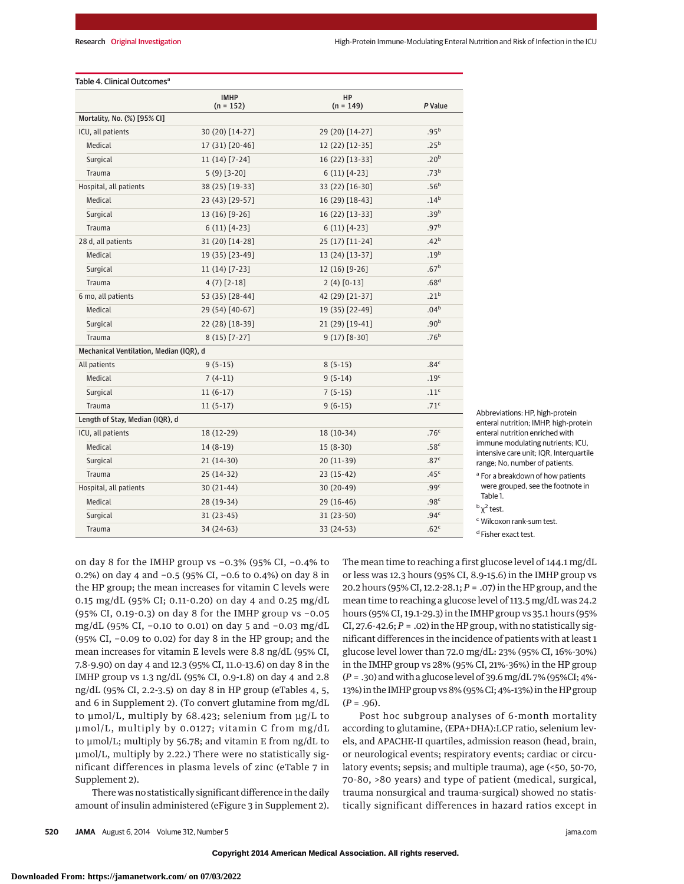Table 4. Clinical Outcomes[a]

| | IMHP (n = 152) | HP (n = 149) | *P* Value |
|---|---|---|---|
| **Mortality, No. (%) [95% CI]** | | | |
| ICU, all patients | 30 (20) [14-27] | 29 (20) [14-27] | .95[b] |
| Medical | 17 (31) [20-46] | 12 (22) [12-35] | .25[b] |
| Surgical | 11 (14) [7-24] | 16 (22) [13-33] | .20[b] |
| Trauma | 5 (9) [3-20] | 6 (11) [4-23] | .73[b] |
| Hospital, all patients | 38 (25) [19-33] | 33 (22) [16-30] | .56[b] |
| Medical | 23 (43) [29-57] | 16 (29) [18-43] | .14[b] |
| Surgical | 13 (16) [9-26] | 16 (22) [13-33] | .39[b] |
| Trauma | 6 (11) [4-23] | 6 (11) [4-23] | .97[b] |
| 28 d, all patients | 31 (20) [14-28] | 25 (17) [11-24] | .42[b] |
| Medical | 19 (35) [23-49] | 13 (24) [13-37] | .19[b] |
| Surgical | 11 (14) [7-23] | 12 (16) [9-26] | .67[b] |
| Trauma | 4 (7) [2-18] | 2 (4) [0-13] | .68[d] |
| 6 mo, all patients | 53 (35) [28-44] | 42 (29) [21-37] | .21[b] |
| Medical | 29 (54) [40-67] | 19 (35) [22-49] | .04[b] |
| Surgical | 22 (28) [18-39] | 21 (29) [19-41] | .90[b] |
| Trauma | 8 (15) [7-27] | 9 (17) [8-30] | .76[b] |
| **Mechanical Ventilation, Median (IQR), d** | | | |
| All patients | 9 (5-15) | 8 (5-15) | .84[c] |
| Medical | 7 (4-11) | 9 (5-14) | .19[c] |
| Surgical | 11 (6-17) | 7 (5-15) | .11[c] |
| Trauma | 11 (5-17) | 9 (6-15) | .71[c] |
| **Length of Stay, Median (IQR), d** | | | |
| ICU, all patients | 18 (12-29) | 18 (10-34) | .76[c] |
| Medical | 14 (8-19) | 15 (8-30) | .58[c] |
| Surgical | 21 (14-30) | 20 (11-39) | .87[c] |
| Trauma | 25 (14-32) | 23 (15-42) | .45[c] |
| Hospital, all patients | 30 (21-44) | 30 (20-49) | .99[c] |
| Medical | 28 (19-34) | 29 (16-46) | .98[c] |
| Surgical | 31 (23-45) | 31 (23-50) | .94[c] |
| Trauma | 34 (24-63) | 33 (24-53) | .62[c] |

Abbreviations: HP, high-protein enteral nutrition; IMHP, high-protein enteral nutrition enriched with immune modulating nutrients; ICU, intensive care unit; IQR, Interquartile range; No, number of patients.

[a] For a breakdown of how patients were grouped, see the footnote in Table 1.

[b] $\chi^2$ test.

[c] Wilcoxon rank-sum test.

[d] Fisher exact test.

on day 8 for the IMHP group vs −0.3% (95% CI, −0.4% to 0.2%) on day 4 and −0.5 (95% CI, −0.6 to 0.4%) on day 8 in the HP group; the mean increases for vitamin C levels were 0.15 mg/dL (95% CI; 0.11-0.20) on day 4 and 0.25 mg/dL (95% CI, 0.19-0.3) on day 8 for the IMHP group vs −0.05 mg/dL (95% CI, −0.10 to 0.01) on day 5 and −0.03 mg/dL (95% CI, −0.09 to 0.02) for day 8 in the HP group; and the mean increases for vitamin E levels were 8.8 ng/dL (95% CI, 7.8-9.90) on day 4 and 12.3 (95% CI, 11.0-13.6) on day 8 in the IMHP group vs 1.3 ng/dL (95% CI, 0.9-1.8) on day 4 and 2.8 ng/dL (95% CI, 2.2-3.5) on day 8 in HP group (eTables 4, 5, and 6 in Supplement 2). (To convert glutamine from mg/dL to μmol/L, multiply by 68.423; selenium from μg/L to μmol/L, multiply by 0.0127; vitamin C from mg/dL to μmol/L; multiply by 56.78; and vitamin E from ng/dL to μmol/L, multiply by 2.22.) There were no statistically significant differences in plasma levels of zinc (eTable 7 in Supplement 2).

There was no statistically significant difference in the daily amount of insulin administered (eFigure 3 in Supplement 2). The mean time to reaching a first glucose level of 144.1 mg/dL or less was 12.3 hours (95% CI, 8.9-15.6) in the IMHP group vs 20.2 hours (95% CI, 12.2-28.1; *P* = .07) in the HP group, and the mean time to reaching a glucose level of 113.5 mg/dL was 24.2 hours (95% CI, 19.1-29.3) in the IMHP group vs 35.1 hours (95% CI, 27.6-42.6; *P* = .02) in the HP group, with no statistically significant differences in the incidence of patients with at least 1 glucose level lower than 72.0 mg/dL: 23% (95% CI, 16%-30%) in the IMHP group vs 28% (95% CI, 21%-36%) in the HP group (*P* = .30) and with a glucose level of 39.6 mg/dL 7% (95%CI; 4%-13%) in the IMHP group vs 8% (95% CI; 4%-13%) in the HP group (*P* = .96).

Post hoc subgroup analyses of 6-month mortality according to glutamine, (EPA+DHA):LCP ratio, selenium levels, and APACHE-II quartiles, admission reason (head, brain, or neurological events; respiratory events; cardiac or circulatory events; sepsis; and multiple trauma), age (<50, 50-70, 70-80, >80 years) and type of patient (medical, surgical, trauma nonsurgical and trauma-surgical) showed no statistically significant differences in hazard ratios except in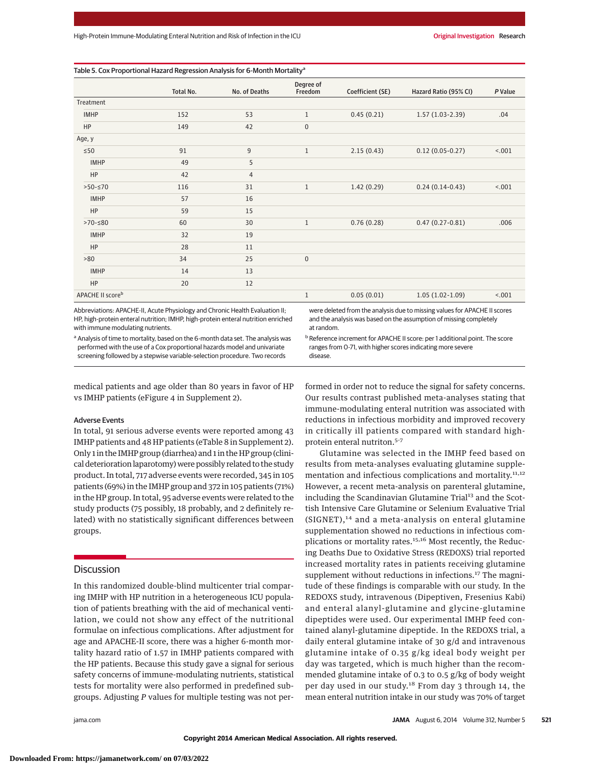Table 5. Cox Proportional Hazard Regression Analysis for 6-Month Mortality[a]

| | Total No. | No. of Deaths | Degree of Freedom | Coefficient (SE) | Hazard Ratio (95% CI) | *P* Value |
|---|---|---|---|---|---|---|
| Treatment | | | | | | |
| IMHP | 152 | 53 | 1 | 0.45 (0.21) | 1.57 (1.03-2.39) | .04 |
| HP | 149 | 42 | 0 | | | |
| Age, y | | | | | | |
| ≤50 | 91 | 9 | 1 | 2.15 (0.43) | 0.12 (0.05-0.27) | <.001 |
| IMHP | 49 | 5 | | | | |
| HP | 42 | 4 | | | | |
| >50-≤70 | 116 | 31 | 1 | 1.42 (0.29) | 0.24 (0.14-0.43) | <.001 |
| IMHP | 57 | 16 | | | | |
| HP | 59 | 15 | | | | |
| >70-≤80 | 60 | 30 | 1 | 0.76 (0.28) | 0.47 (0.27-0.81) | .006 |
| IMHP | 32 | 19 | | | | |
| HP | 28 | 11 | | | | |
| >80 | 34 | 25 | 0 | | | |
| IMHP | 14 | 13 | | | | |
| HP | 20 | 12 | | | | |
| APACHE II score[b] | | | 1 | 0.05 (0.01) | 1.05 (1.02-1.09) | <.001 |

Abbreviations: APACHE-II, Acute Physiology and Chronic Health Evaluation II; HP, high-protein enteral nutrition; IMHP, high-protein enteral nutrition enriched with immune modulating nutrients.

[a] Analysis of time to mortality, based on the 6-month data set. The analysis was performed with the use of a Cox proportional hazards model and univariate screening followed by a stepwise variable-selection procedure. Two records were deleted from the analysis due to missing values for APACHE II scores and the analysis was based on the assumption of missing completely at random.

[b] Reference increment for APACHE II score: per 1 additional point. The score ranges from 0-71, with higher scores indicating more severe disease.

medical patients and age older than 80 years in favor of HP vs IMHP patients (eFigure 4 in Supplement 2).

### Adverse Events

In total, 91 serious adverse events were reported among 43 IMHP patients and 48 HP patients (eTable 8 in Supplement 2). Only 1 in the IMHP group (diarrhea) and 1 in the HP group (clinical deterioration laparotomy) were possibly related to the study product. In total, 717 adverse events were recorded, 345 in 105 patients (69%) in the IMHP group and 372 in 105 patients (71%) in the HP group. In total, 95 adverse events were related to the study products (75 possibly, 18 probably, and 2 definitely related) with no statistically significant differences between groups.

## Discussion

In this randomized double-blind multicenter trial comparing IMHP with HP nutrition in a heterogeneous ICU population of patients breathing with the aid of mechanical ventilation, we could not show any effect of the nutritional formulae on infectious complications. After adjustment for age and APACHE-II score, there was a higher 6-month mortality hazard ratio of 1.57 in IMHP patients compared with the HP patients. Because this study gave a signal for serious safety concerns of immune-modulating nutrients, statistical tests for mortality were also performed in predefined subgroups. Adjusting *P* values for multiple testing was not performed in order not to reduce the signal for safety concerns. Our results contrast published meta-analyses stating that immune-modulating enteral nutrition was associated with reductions in infectious morbidity and improved recovery in critically ill patients compared with standard high-protein enteral nutriton.[5-7]

Glutamine was selected in the IMHP feed based on results from meta-analyses evaluating glutamine supplementation and infectious complications and mortality.[11,12] However, a recent meta-analysis on parenteral glutamine, including the Scandinavian Glutamine Trial[13] and the Scottish Intensive Care Glutamine or Selenium Evaluative Trial (SIGNET),[14] and a meta-analysis on enteral glutamine supplementation showed no reductions in infectious complications or mortality rates.[15,16] Most recently, the Reducing Deaths Due to Oxidative Stress (REDOXS) trial reported increased mortality rates in patients receiving glutamine supplement without reductions in infections.[17] The magnitude of these findings is comparable with our study. In the REDOXS study, intravenous (Dipeptiven, Fresenius Kabi) and enteral alanyl-glutamine and glycine-glutamine dipeptides were used. Our experimental IMHP feed contained alanyl-glutamine dipeptide. In the REDOXS trial, a daily enteral glutamine intake of 30 g/d and intravenous glutamine intake of 0.35 g/kg ideal body weight per day was targeted, which is much higher than the recommended glutamine intake of 0.3 to 0.5 g/kg of body weight per day used in our study.[18] From day 3 through 14, the mean enteral nutrition intake in our study was 70% of target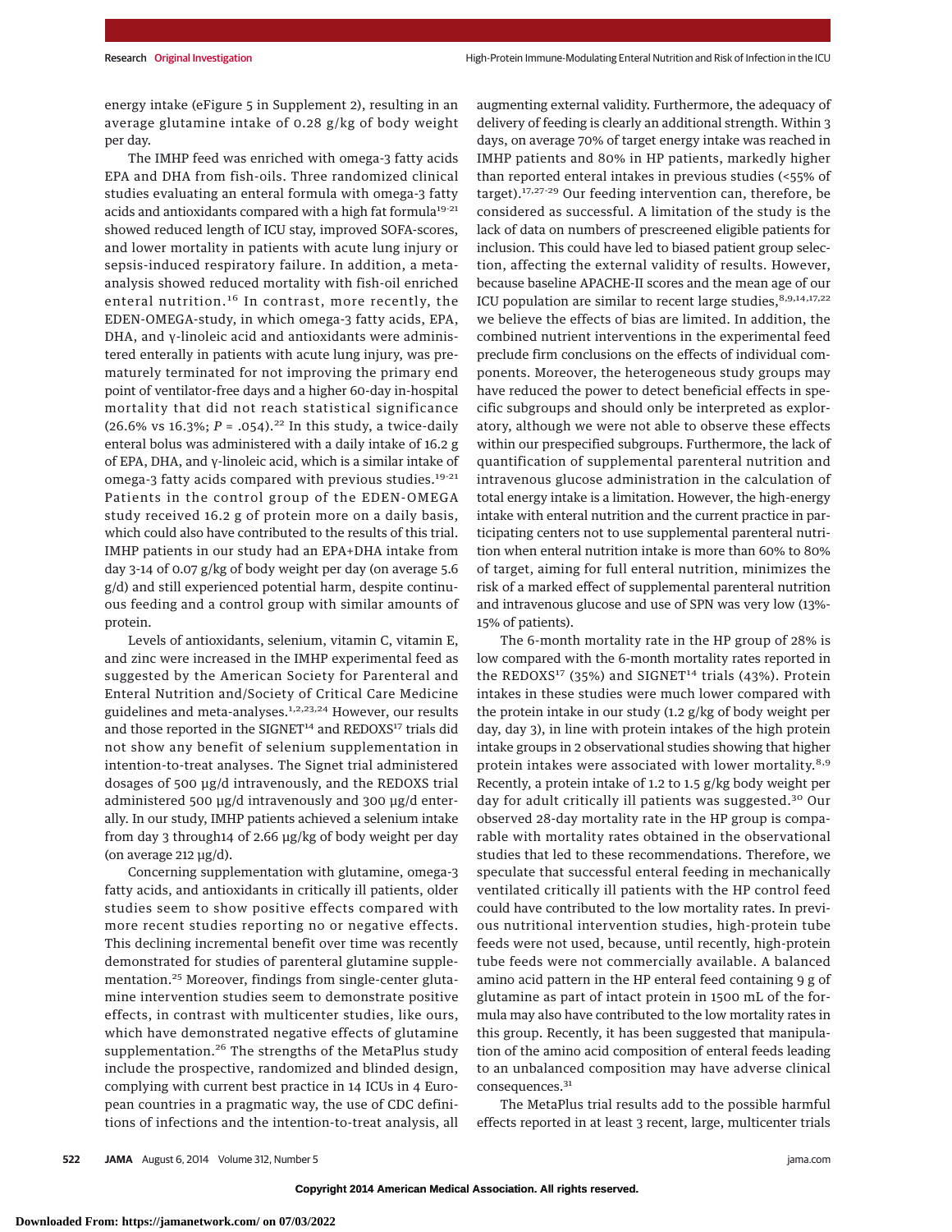energy intake (eFigure 5 in Supplement 2), resulting in an average glutamine intake of 0.28 g/kg of body weight per day.

The IMHP feed was enriched with omega-3 fatty acids EPA and DHA from fish-oils. Three randomized clinical studies evaluating an enteral formula with omega-3 fatty acids and antioxidants compared with a high fat formula[19-21] showed reduced length of ICU stay, improved SOFA-scores, and lower mortality in patients with acute lung injury or sepsis-induced respiratory failure. In addition, a meta-analysis showed reduced mortality with fish-oil enriched enteral nutrition.[16] In contrast, more recently, the EDEN-OMEGA-study, in which omega-3 fatty acids, EPA, DHA, and γ-linoleic acid and antioxidants were administered enterally in patients with acute lung injury, was prematurely terminated for not improving the primary end point of ventilator-free days and a higher 60-day in-hospital mortality that did not reach statistical significance (26.6% vs 16.3%; *P* = .054).[22] In this study, a twice-daily enteral bolus was administered with a daily intake of 16.2 g of EPA, DHA, and γ-linoleic acid, which is a similar intake of omega-3 fatty acids compared with previous studies.[19-21] Patients in the control group of the EDEN-OMEGA study received 16.2 g of protein more on a daily basis, which could also have contributed to the results of this trial. IMHP patients in our study had an EPA+DHA intake from day 3-14 of 0.07 g/kg of body weight per day (on average 5.6 g/d) and still experienced potential harm, despite continuous feeding and a control group with similar amounts of protein.

Levels of antioxidants, selenium, vitamin C, vitamin E, and zinc were increased in the IMHP experimental feed as suggested by the American Society for Parenteral and Enteral Nutrition and/Society of Critical Care Medicine guidelines and meta-analyses.[1,2,23,24] However, our results and those reported in the SIGNET[14] and REDOXS[17] trials did not show any benefit of selenium supplementation in intention-to-treat analyses. The Signet trial administered dosages of 500 μg/d intravenously, and the REDOXS trial administered 500 μg/d intravenously and 300 μg/d enterally. In our study, IMHP patients achieved a selenium intake from day 3 through14 of 2.66 μg/kg of body weight per day (on average 212 μg/d).

Concerning supplementation with glutamine, omega-3 fatty acids, and antioxidants in critically ill patients, older studies seem to show positive effects compared with more recent studies reporting no or negative effects. This declining incremental benefit over time was recently demonstrated for studies of parenteral glutamine supplementation.[25] Moreover, findings from single-center glutamine intervention studies seem to demonstrate positive effects, in contrast with multicenter studies, like ours, which have demonstrated negative effects of glutamine supplementation.[26] The strengths of the MetaPlus study include the prospective, randomized and blinded design, complying with current best practice in 14 ICUs in 4 European countries in a pragmatic way, the use of CDC definitions of infections and the intention-to-treat analysis, all augmenting external validity. Furthermore, the adequacy of delivery of feeding is clearly an additional strength. Within 3 days, on average 70% of target energy intake was reached in IMHP patients and 80% in HP patients, markedly higher than reported enteral intakes in previous studies (<55% of target).[17,27-29] Our feeding intervention can, therefore, be considered as successful. A limitation of the study is the lack of data on numbers of prescreened eligible patients for inclusion. This could have led to biased patient group selection, affecting the external validity of results. However, because baseline APACHE-II scores and the mean age of our ICU population are similar to recent large studies,[8,9,14,17,22] we believe the effects of bias are limited. In addition, the combined nutrient interventions in the experimental feed preclude firm conclusions on the effects of individual components. Moreover, the heterogeneous study groups may have reduced the power to detect beneficial effects in specific subgroups and should only be interpreted as exploratory, although we were not able to observe these effects within our prespecified subgroups. Furthermore, the lack of quantification of supplemental parenteral nutrition and intravenous glucose administration in the calculation of total energy intake is a limitation. However, the high-energy intake with enteral nutrition and the current practice in participating centers not to use supplemental parenteral nutrition when enteral nutrition intake is more than 60% to 80% of target, aiming for full enteral nutrition, minimizes the risk of a marked effect of supplemental parenteral nutrition and intravenous glucose and use of SPN was very low (13%-15% of patients).

The 6-month mortality rate in the HP group of 28% is low compared with the 6-month mortality rates reported in the REDOXS[17] (35%) and SIGNET[14] trials (43%). Protein intakes in these studies were much lower compared with the protein intake in our study (1.2 g/kg of body weight per day, day 3), in line with protein intakes of the high protein intake groups in 2 observational studies showing that higher protein intakes were associated with lower mortality.[8,9] Recently, a protein intake of 1.2 to 1.5 g/kg body weight per day for adult critically ill patients was suggested.[30] Our observed 28-day mortality rate in the HP group is comparable with mortality rates obtained in the observational studies that led to these recommendations. Therefore, we speculate that successful enteral feeding in mechanically ventilated critically ill patients with the HP control feed could have contributed to the low mortality rates. In previous nutritional intervention studies, high-protein tube feeds were not used, because, until recently, high-protein tube feeds were not commercially available. A balanced amino acid pattern in the HP enteral feed containing 9 g of glutamine as part of intact protein in 1500 mL of the formula may also have contributed to the low mortality rates in this group. Recently, it has been suggested that manipulation of the amino acid composition of enteral feeds leading to an unbalanced composition may have adverse clinical consequences.[31]

The MetaPlus trial results add to the possible harmful effects reported in at least 3 recent, large, multicenter trials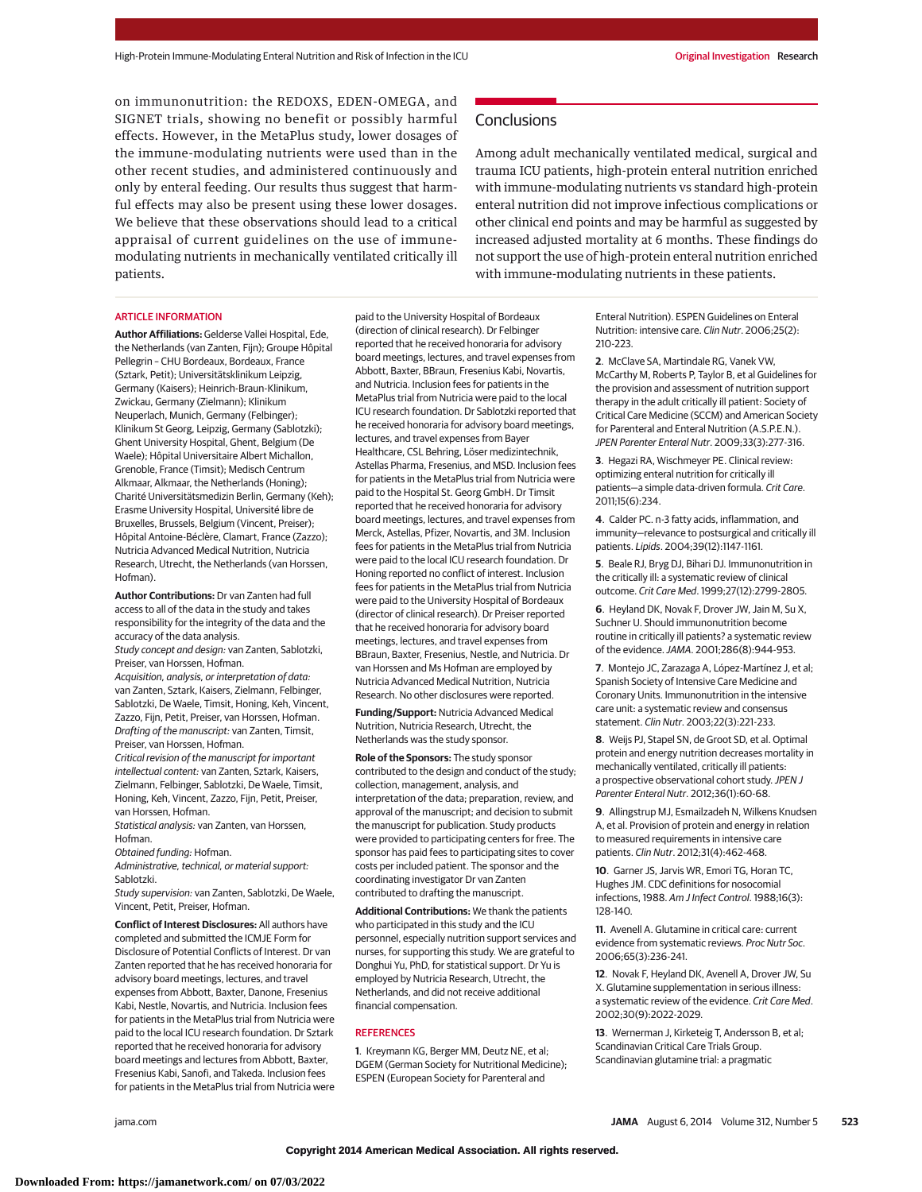on immunonutrition: the REDOXS, EDEN-OMEGA, and SIGNET trials, showing no benefit or possibly harmful effects. However, in the MetaPlus study, lower dosages of the immune-modulating nutrients were used than in the other recent studies, and administered continuously and only by enteral feeding. Our results thus suggest that harmful effects may also be present using these lower dosages. We believe that these observations should lead to a critical appraisal of current guidelines on the use of immune-modulating nutrients in mechanically ventilated critically ill patients.

## Conclusions

Among adult mechanically ventilated medical, surgical and trauma ICU patients, high-protein enteral nutrition enriched with immune-modulating nutrients vs standard high-protein enteral nutrition did not improve infectious complications or other clinical end points and may be harmful as suggested by increased adjusted mortality at 6 months. These findings do not support the use of high-protein enteral nutrition enriched with immune-modulating nutrients in these patients.

## ARTICLE INFORMATION

**Author Affiliations:** Gelderse Vallei Hospital, Ede, the Netherlands (van Zanten, Fijn); Groupe Hôpital Pellegrin – CHU Bordeaux, Bordeaux, France (Sztark, Petit); Universitätsklinikum Leipzig, Germany (Kaisers); Heinrich-Braun-Klinikum, Zwickau, Germany (Zielmann); Klinikum Neuperlach, Munich, Germany (Felbinger); Klinikum St Georg, Leipzig, Germany (Sablotzki); Ghent University Hospital, Ghent, Belgium (De Waele); Hôpital Universitaire Albert Michallon, Grenoble, France (Timsit); Medisch Centrum Alkmaar, Alkmaar, the Netherlands (Honing); Charité Universitätsmedizin Berlin, Germany (Keh); Erasme University Hospital, Université libre de Bruxelles, Brussels, Belgium (Vincent, Preiser); Hôpital Antoine-Béclère, Clamart, France (Zazzo); Nutricia Advanced Medical Nutrition, Nutricia Research, Utrecht, the Netherlands (van Horssen, Hofman).

**Author Contributions:** Dr van Zanten had full access to all of the data in the study and takes responsibility for the integrity of the data and the accuracy of the data analysis.
*Study concept and design:* van Zanten, Sablotzki, Preiser, van Horssen, Hofman.
*Acquisition, analysis, or interpretation of data:* van Zanten, Sztark, Kaisers, Zielmann, Felbinger, Sablotzki, De Waele, Timsit, Honing, Keh, Vincent, Zazzo, Fijn, Petit, Preiser, van Horssen, Hofman.
*Drafting of the manuscript:* van Zanten, Timsit, Preiser, van Horssen, Hofman.
*Critical revision of the manuscript for important intellectual content:* van Zanten, Sztark, Kaisers, Zielmann, Felbinger, Sablotzki, De Waele, Timsit, Honing, Keh, Vincent, Zazzo, Fijn, Petit, Preiser, van Horssen, Hofman.
*Statistical analysis:* van Zanten, van Horssen, Hofman.
*Obtained funding:* Hofman.
*Administrative, technical, or material support:* Sablotzki.
*Study supervision:* van Zanten, Sablotzki, De Waele, Vincent, Petit, Preiser, Hofman.

**Conflict of Interest Disclosures:** All authors have completed and submitted the ICMJE Form for Disclosure of Potential Conflicts of Interest. Dr van Zanten reported that he has received honoraria for advisory board meetings, lectures, and travel expenses from Abbott, Baxter, Danone, Fresenius Kabi, Nestle, Novartis, and Nutricia. Inclusion fees for patients in the MetaPlus trial from Nutricia were paid to the local ICU research foundation. Dr Sztark reported that he received honoraria for advisory board meetings and lectures from Abbott, Baxter, Fresenius Kabi, Sanofi, and Takeda. Inclusion fees for patients in the MetaPlus trial from Nutricia were paid to the University Hospital of Bordeaux (direction of clinical research). Dr Felbinger reported that he received honoraria for advisory board meetings, lectures, and travel expenses from Abbott, Baxter, BBraun, Fresenius Kabi, Novartis, and Nutricia. Inclusion fees for patients in the MetaPlus trial from Nutricia were paid to the local ICU research foundation. Dr Sablotzki reported that he received honoraria for advisory board meetings, lectures, and travel expenses from Bayer Healthcare, CSL Behring, Löser medizintechnik, Astellas Pharma, Fresenius, and MSD. Inclusion fees for patients in the MetaPlus trial from Nutricia were paid to the Hospital St. Georg GmbH. Dr Timsit reported that he received honoraria for advisory board meetings, lectures, and travel expenses from Merck, Astellas, Pfizer, Novartis, and 3M. Inclusion fees for patients in the MetaPlus trial from Nutricia were paid to the local ICU research foundation. Dr Honing reported no conflict of interest. Inclusion fees for patients in the MetaPlus trial from Nutricia were paid to the University Hospital of Bordeaux (director of clinical research). Dr Preiser reported that he received honoraria for advisory board meetings, lectures, and travel expenses from BBraun, Baxter, Fresenius, Nestle, and Nutricia. Dr van Horssen and Ms Hofman are employed by Nutricia Advanced Medical Nutrition, Nutricia Research. No other disclosures were reported.

**Funding/Support:** Nutricia Advanced Medical Nutrition, Nutricia Research, Utrecht, the Netherlands was the study sponsor.

**Role of the Sponsors:** The study sponsor contributed to the design and conduct of the study; collection, management, analysis, and interpretation of the data; preparation, review, and approval of the manuscript; and decision to submit the manuscript for publication. Study products were provided to participating centers for free. The sponsor has paid fees to participating sites to cover costs per included patient. The sponsor and the coordinating investigator Dr van Zanten contributed to drafting the manuscript.

**Additional Contributions:** We thank the patients who participated in this study and the ICU personnel, especially nutrition support services and nurses, for supporting this study. We are grateful to Donghui Yu, PhD, for statistical support. Dr Yu is employed by Nutricia Research, Utrecht, the Netherlands, and did not receive additional financial compensation.

## REFERENCES

1. Kreymann KG, Berger MM, Deutz NE, et al; DGEM (German Society for Nutritional Medicine); ESPEN (European Society for Parenteral and Enteral Nutrition). ESPEN Guidelines on Enteral Nutrition: intensive care. *Clin Nutr*. 2006;25(2):210-223.

2. McClave SA, Martindale RG, Vanek VW, McCarthy M, Roberts P, Taylor B, et al Guidelines for the provision and assessment of nutrition support therapy in the adult critically ill patient: Society of Critical Care Medicine (SCCM) and American Society for Parenteral and Enteral Nutrition (A.S.P.E.N.). *JPEN Parenter Enteral Nutr*. 2009;33(3):277-316.

3. Hegazi RA, Wischmeyer PE. Clinical review: optimizing enteral nutrition for critically ill patients—a simple data-driven formula. *Crit Care*. 2011;15(6):234.

4. Calder PC. n-3 fatty acids, inflammation, and immunity—relevance to postsurgical and critically ill patients. *Lipids*. 2004;39(12):1147-1161.

5. Beale RJ, Bryg DJ, Bihari DJ. Immunonutrition in the critically ill: a systematic review of clinical outcome. *Crit Care Med*. 1999;27(12):2799-2805.

6. Heyland DK, Novak F, Drover JW, Jain M, Su X, Suchner U. Should immunonutrition become routine in critically ill patients? a systematic review of the evidence. *JAMA*. 2001;286(8):944-953.

7. Montejo JC, Zarazaga A, López-Martínez J, et al; Spanish Society of Intensive Care Medicine and Coronary Units. Immunonutrition in the intensive care unit: a systematic review and consensus statement. *Clin Nutr*. 2003;22(3):221-233.

8. Weijs PJ, Stapel SN, de Groot SD, et al. Optimal protein and energy nutrition decreases mortality in mechanically ventilated, critically ill patients: a prospective observational cohort study. *JPEN J Parenter Enteral Nutr*. 2012;36(1):60-68.

9. Allingstrup MJ, Esmailzadeh N, Wilkens Knudsen A, et al. Provision of protein and energy in relation to measured requirements in intensive care patients. *Clin Nutr*. 2012;31(4):462-468.

10. Garner JS, Jarvis WR, Emori TG, Horan TC, Hughes JM. CDC definitions for nosocomial infections, 1988. *Am J Infect Control*. 1988;16(3):128-140.

11. Avenell A. Glutamine in critical care: current evidence from systematic reviews. *Proc Nutr Soc*. 2006;65(3):236-241.

12. Novak F, Heyland DK, Avenell A, Drover JW, Su X. Glutamine supplementation in serious illness: a systematic review of the evidence. *Crit Care Med*. 2002;30(9):2022-2029.

13. Wernerman J, Kirketeig T, Andersson B, et al; Scandinavian Critical Care Trials Group. Scandinavian glutamine trial: a pragmatic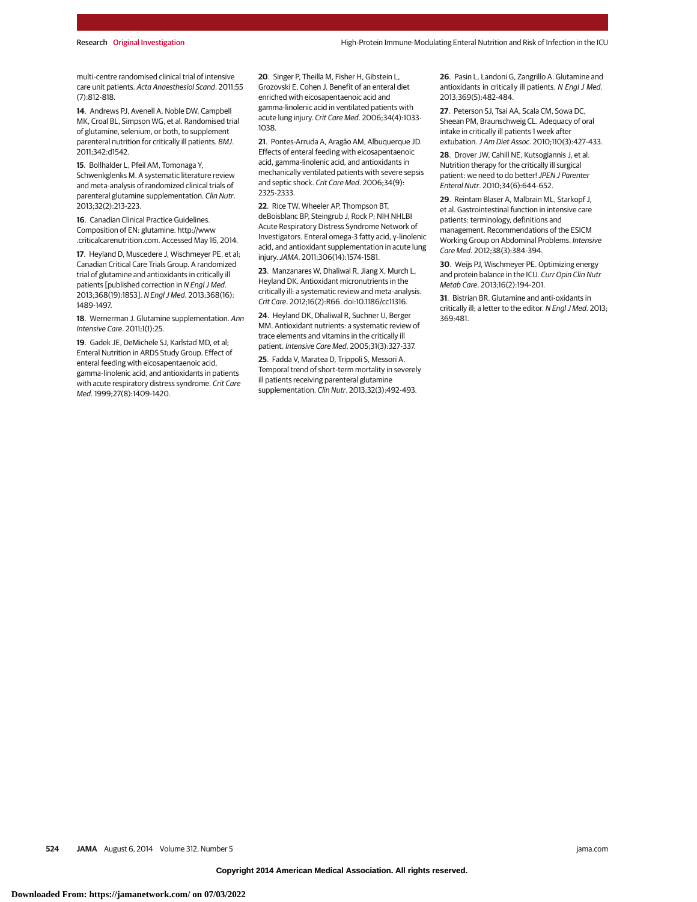multi-centre randomised clinical trial of intensive care unit patients. *Acta Anaesthesiol Scand*. 2011;55 (7):812-818.

**14**. Andrews PJ, Avenell A, Noble DW, Campbell MK, Croal BL, Simpson WG, et al. Randomised trial of glutamine, selenium, or both, to supplement parenteral nutrition for critically ill patients. *BMJ*. 2011;342:d1542.

**15**. Bollhalder L, Pfeil AM, Tomonaga Y, Schwenkglenks M. A systematic literature review and meta-analysis of randomized clinical trials of parenteral glutamine supplementation. *Clin Nutr*. 2013;32(2):213-223.

**16**. Canadian Clinical Practice Guidelines. Composition of EN: glutamine. http://www.criticalcarenutrition.com. Accessed May 16, 2014.

**17**. Heyland D, Muscedere J, Wischmeyer PE, et al; Canadian Critical Care Trials Group. A randomized trial of glutamine and antioxidants in critically ill patients [published correction in *N Engl J Med*. 2013;368(19):1853]. *N Engl J Med*. 2013;368(16):1489-1497.

**18**. Wernerman J. Glutamine supplementation. *Ann Intensive Care*. 2011;1(1):25.

**19**. Gadek JE, DeMichele SJ, Karlstad MD, et al; Enteral Nutrition in ARDS Study Group. Effect of enteral feeding with eicosapentaenoic acid, gamma-linolenic acid, and antioxidants in patients with acute respiratory distress syndrome. *Crit Care Med*. 1999;27(8):1409-1420.

**20**. Singer P, Theilla M, Fisher H, Gibstein L, Grozovski E, Cohen J. Benefit of an enteral diet enriched with eicosapentaenoic acid and gamma-linolenic acid in ventilated patients with acute lung injury. *Crit Care Med*. 2006;34(4):1033-1038.

**21**. Pontes-Arruda A, Aragão AM, Albuquerque JD. Effects of enteral feeding with eicosapentaenoic acid, gamma-linolenic acid, and antioxidants in mechanically ventilated patients with severe sepsis and septic shock. *Crit Care Med*. 2006;34(9):2325-2333.

**22**. Rice TW, Wheeler AP, Thompson BT, deBoisblanc BP, Steingrub J, Rock P; NIH NHLBI Acute Respiratory Distress Syndrome Network of Investigators. Enteral omega-3 fatty acid, γ-linolenic acid, and antioxidant supplementation in acute lung injury. *JAMA*. 2011;306(14):1574-1581.

**23**. Manzanares W, Dhaliwal R, Jiang X, Murch L, Heyland DK. Antioxidant micronutrients in the critically ill: a systematic review and meta-analysis. *Crit Care*. 2012;16(2):R66. doi:10.1186/cc11316.

**24**. Heyland DK, Dhaliwal R, Suchner U, Berger MM. Antioxidant nutrients: a systematic review of trace elements and vitamins in the critically ill patient. *Intensive Care Med*. 2005;31(3):327-337.

**25**. Fadda V, Maratea D, Trippoli S, Messori A. Temporal trend of short-term mortality in severely ill patients receiving parenteral glutamine supplementation. *Clin Nutr*. 2013;32(3):492-493.

**26**. Pasin L, Landoni G, Zangrillo A. Glutamine and antioxidants in critically ill patients. *N Engl J Med*. 2013;369(5):482-484.

**27**. Peterson SJ, Tsai AA, Scala CM, Sowa DC, Sheean PM, Braunschweig CL. Adequacy of oral intake in critically ill patients 1 week after extubation. *J Am Diet Assoc*. 2010;110(3):427-433.

**28**. Drover JW, Cahill NE, Kutsogiannis J, et al. Nutrition therapy for the critically ill surgical patient: we need to do better! *JPEN J Parenter Enteral Nutr*. 2010;34(6):644-652.

**29**. Reintam Blaser A, Malbrain ML, Starkopf J, et al. Gastrointestinal function in intensive care patients: terminology, definitions and management. Recommendations of the ESICM Working Group on Abdominal Problems. *Intensive Care Med*. 2012;38(3):384-394.

**30**. Weijs PJ, Wischmeyer PE. Optimizing energy and protein balance in the ICU. *Curr Opin Clin Nutr Metab Care*. 2013;16(2):194-201.

**31**. Bistrian BR. Glutamine and anti-oxidants in critically ill; a letter to the editor. *N Engl J Med*. 2013; 369:481.